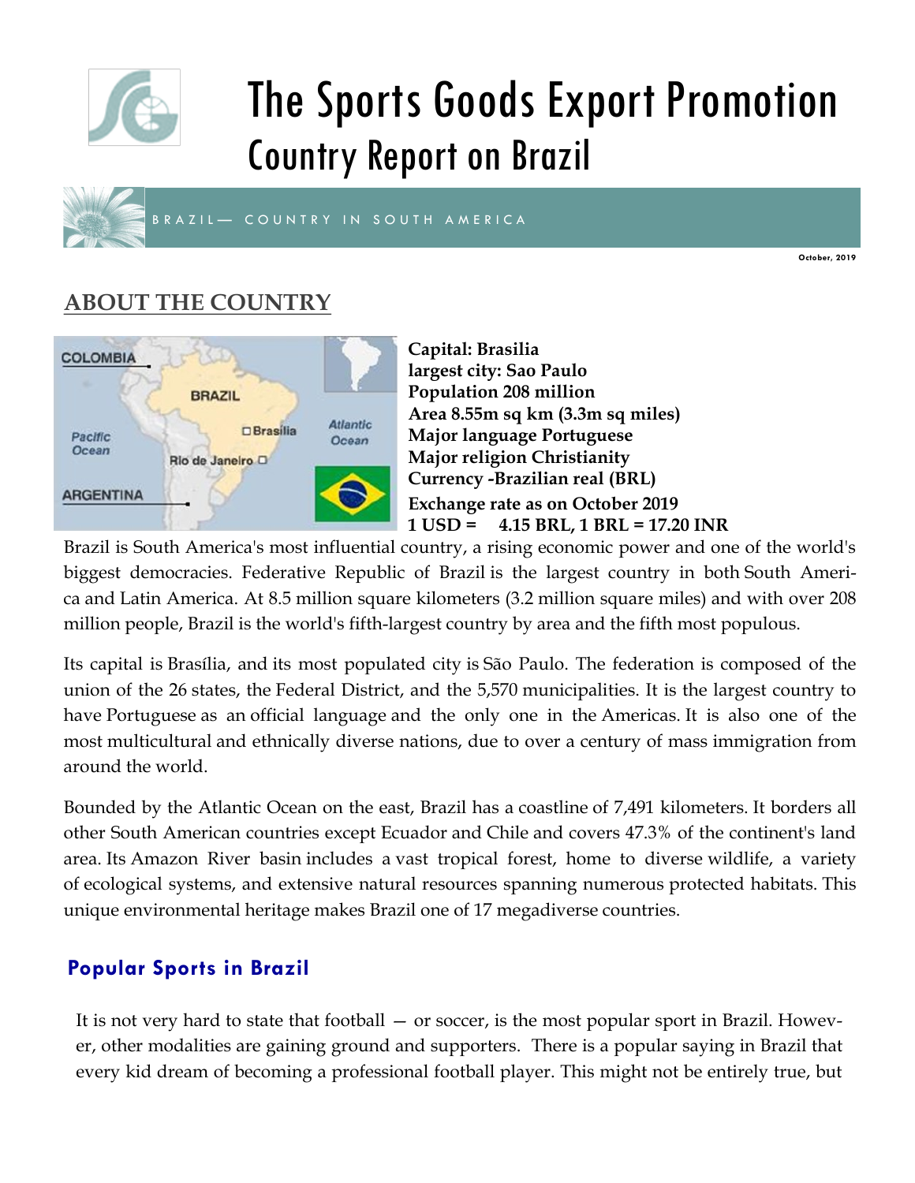# The Sports Goods Export Promotion

## Country Report on Brazil

BRAZIL— COUNTRY IN SOUTH AMERICA

October, 2019

## ABOUT THE COUNTRY

**Capital: Brasilia**
**largest city: Sao Paulo**
**Population 208 million**
**Area 8.55m sq km (3.3m sq miles)**
**Major language Portuguese**
**Major religion Christianity**
**Currency -Brazilian real (BRL)**
**Exchange rate as on October 2019**
**1 USD = 4.15 BRL, 1 BRL = 17.20 INR**

Brazil is South America's most influential country, a rising economic power and one of the world's biggest democracies. Federative Republic of Brazil is the largest country in both South America and Latin America. At 8.5 million square kilometers (3.2 million square miles) and with over 208 million people, Brazil is the world's fifth-largest country by area and the fifth most populous.

Its capital is Brasília, and its most populated city is São Paulo. The federation is composed of the union of the 26 states, the Federal District, and the 5,570 municipalities. It is the largest country to have Portuguese as an official language and the only one in the Americas. It is also one of the most multicultural and ethnically diverse nations, due to over a century of mass immigration from around the world.

Bounded by the Atlantic Ocean on the east, Brazil has a coastline of 7,491 kilometers. It borders all other South American countries except Ecuador and Chile and covers 47.3% of the continent's land area. Its Amazon River basin includes a vast tropical forest, home to diverse wildlife, a variety of ecological systems, and extensive natural resources spanning numerous protected habitats. This unique environmental heritage makes Brazil one of 17 megadiverse countries.

### Popular Sports in Brazil

It is not very hard to state that football — or soccer, is the most popular sport in Brazil. However, other modalities are gaining ground and supporters. There is a popular saying in Brazil that every kid dream of becoming a professional football player. This might not be entirely true, but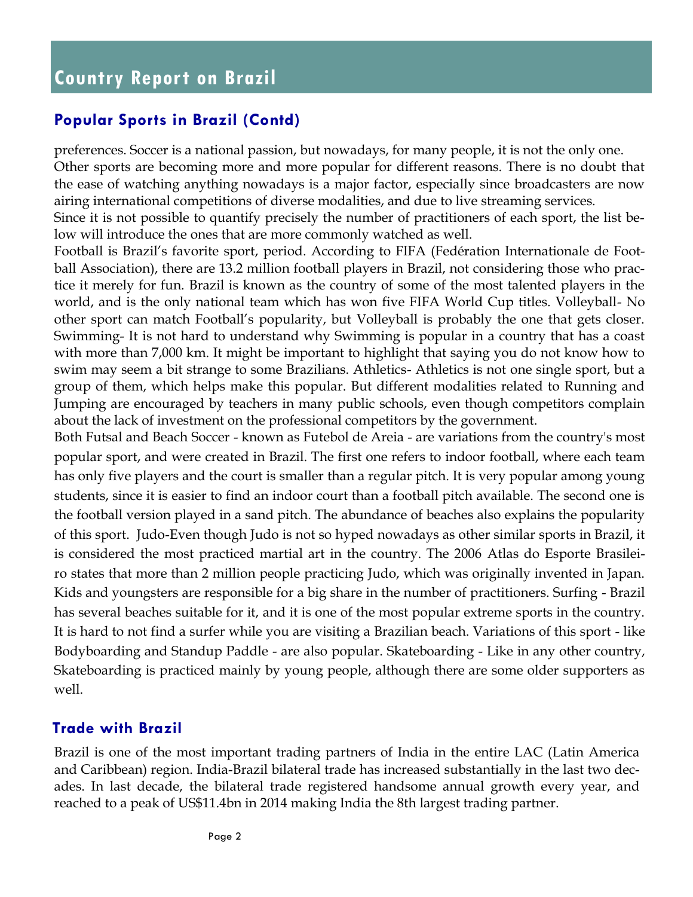# Country Report on Brazil

## Popular Sports in Brazil (Contd)

preferences. Soccer is a national passion, but nowadays, for many people, it is not the only one. Other sports are becoming more and more popular for different reasons. There is no doubt that the ease of watching anything nowadays is a major factor, especially since broadcasters are now airing international competitions of diverse modalities, and due to live streaming services.

Since it is not possible to quantify precisely the number of practitioners of each sport, the list below will introduce the ones that are more commonly watched as well.

Football is Brazil's favorite sport, period. According to FIFA (Fedération Internationale de Football Association), there are 13.2 million football players in Brazil, not considering those who practice it merely for fun. Brazil is known as the country of some of the most talented players in the world, and is the only national team which has won five FIFA World Cup titles. Volleyball- No other sport can match Football's popularity, but Volleyball is probably the one that gets closer. Swimming- It is not hard to understand why Swimming is popular in a country that has a coast with more than 7,000 km. It might be important to highlight that saying you do not know how to swim may seem a bit strange to some Brazilians. Athletics- Athletics is not one single sport, but a group of them, which helps make this popular. But different modalities related to Running and Jumping are encouraged by teachers in many public schools, even though competitors complain about the lack of investment on the professional competitors by the government.

Both Futsal and Beach Soccer - known as Futebol de Areia - are variations from the country's most popular sport, and were created in Brazil. The first one refers to indoor football, where each team has only five players and the court is smaller than a regular pitch. It is very popular among young students, since it is easier to find an indoor court than a football pitch available. The second one is the football version played in a sand pitch. The abundance of beaches also explains the popularity of this sport. Judo-Even though Judo is not so hyped nowadays as other similar sports in Brazil, it is considered the most practiced martial art in the country. The 2006 Atlas do Esporte Brasileiro states that more than 2 million people practicing Judo, which was originally invented in Japan. Kids and youngsters are responsible for a big share in the number of practitioners. Surfing - Brazil has several beaches suitable for it, and it is one of the most popular extreme sports in the country. It is hard to not find a surfer while you are visiting a Brazilian beach. Variations of this sport - like Bodyboarding and Standup Paddle - are also popular. Skateboarding - Like in any other country, Skateboarding is practiced mainly by young people, although there are some older supporters as well.

## Trade with Brazil

Brazil is one of the most important trading partners of India in the entire LAC (Latin America and Caribbean) region. India-Brazil bilateral trade has increased substantially in the last two decades. In last decade, the bilateral trade registered handsome annual growth every year, and reached to a peak of US$11.4bn in 2014 making India the 8th largest trading partner.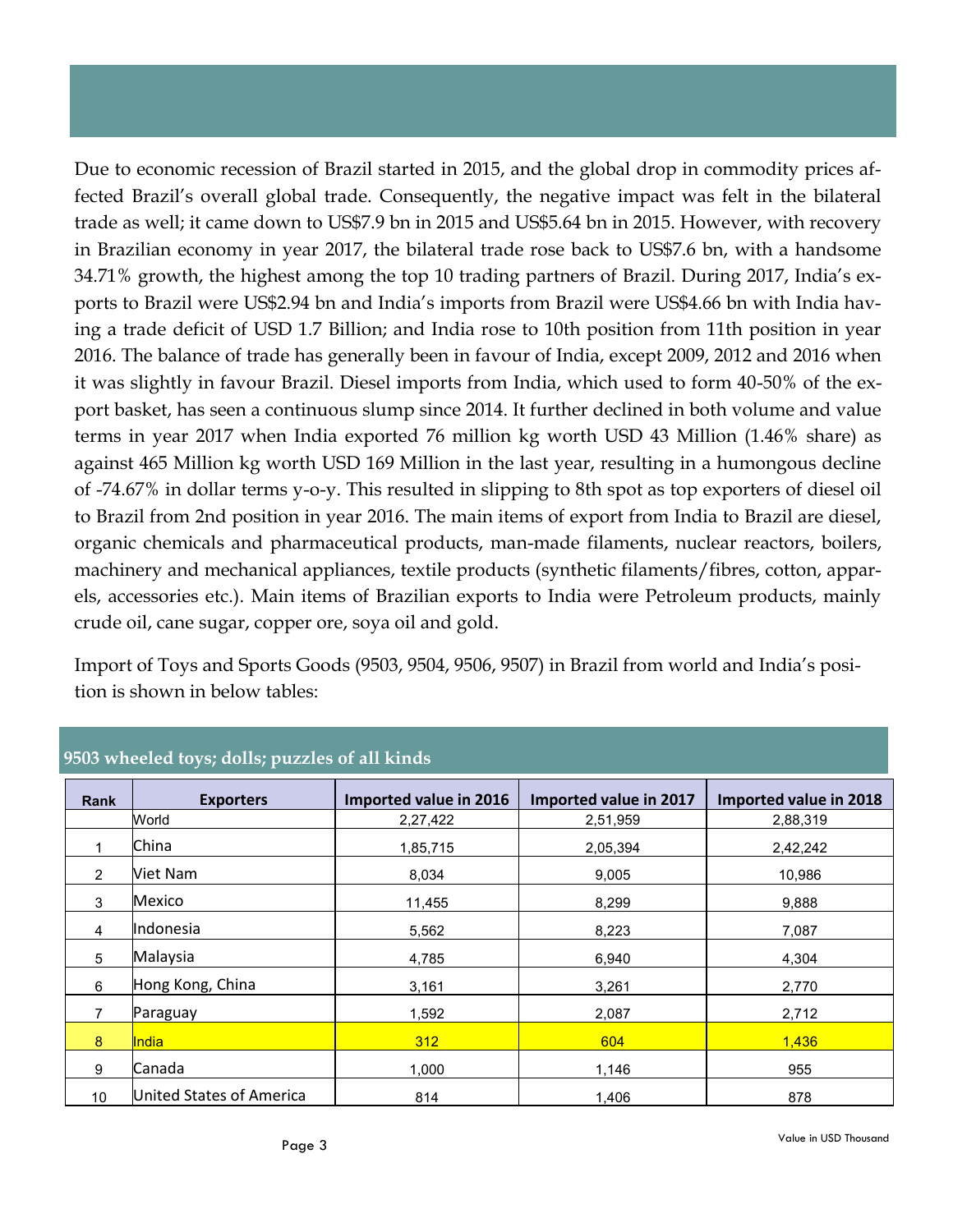Due to economic recession of Brazil started in 2015, and the global drop in commodity prices affected Brazil's overall global trade. Consequently, the negative impact was felt in the bilateral trade as well; it came down to US$7.9 bn in 2015 and US$5.64 bn in 2015. However, with recovery in Brazilian economy in year 2017, the bilateral trade rose back to US$7.6 bn, with a handsome 34.71% growth, the highest among the top 10 trading partners of Brazil. During 2017, India's exports to Brazil were US$2.94 bn and India's imports from Brazil were US$4.66 bn with India having a trade deficit of USD 1.7 Billion; and India rose to 10th position from 11th position in year 2016. The balance of trade has generally been in favour of India, except 2009, 2012 and 2016 when it was slightly in favour Brazil. Diesel imports from India, which used to form 40-50% of the export basket, has seen a continuous slump since 2014. It further declined in both volume and value terms in year 2017 when India exported 76 million kg worth USD 43 Million (1.46% share) as against 465 Million kg worth USD 169 Million in the last year, resulting in a humongous decline of -74.67% in dollar terms y-o-y. This resulted in slipping to 8th spot as top exporters of diesel oil to Brazil from 2nd position in year 2016. The main items of export from India to Brazil are diesel, organic chemicals and pharmaceutical products, man-made filaments, nuclear reactors, boilers, machinery and mechanical appliances, textile products (synthetic filaments/fibres, cotton, apparels, accessories etc.). Main items of Brazilian exports to India were Petroleum products, mainly crude oil, cane sugar, copper ore, soya oil and gold.

Import of Toys and Sports Goods (9503, 9504, 9506, 9507) in Brazil from world and India's position is shown in below tables:

**9503 wheeled toys; dolls; puzzles of all kinds**

| Rank | Exporters | Imported value in 2016 | Imported value in 2017 | Imported value in 2018 |
|---|---|---|---|---|
| | World | 2,27,422 | 2,51,959 | 2,88,319 |
| 1 | China | 1,85,715 | 2,05,394 | 2,42,242 |
| 2 | Viet Nam | 8,034 | 9,005 | 10,986 |
| 3 | Mexico | 11,455 | 8,299 | 9,888 |
| 4 | Indonesia | 5,562 | 8,223 | 7,087 |
| 5 | Malaysia | 4,785 | 6,940 | 4,304 |
| 6 | Hong Kong, China | 3,161 | 3,261 | 2,770 |
| 7 | Paraguay | 1,592 | 2,087 | 2,712 |
| 8 | India | 312 | 604 | 1,436 |
| 9 | Canada | 1,000 | 1,146 | 955 |
| 10 | United States of America | 814 | 1,406 | 878 |

Value in USD Thousand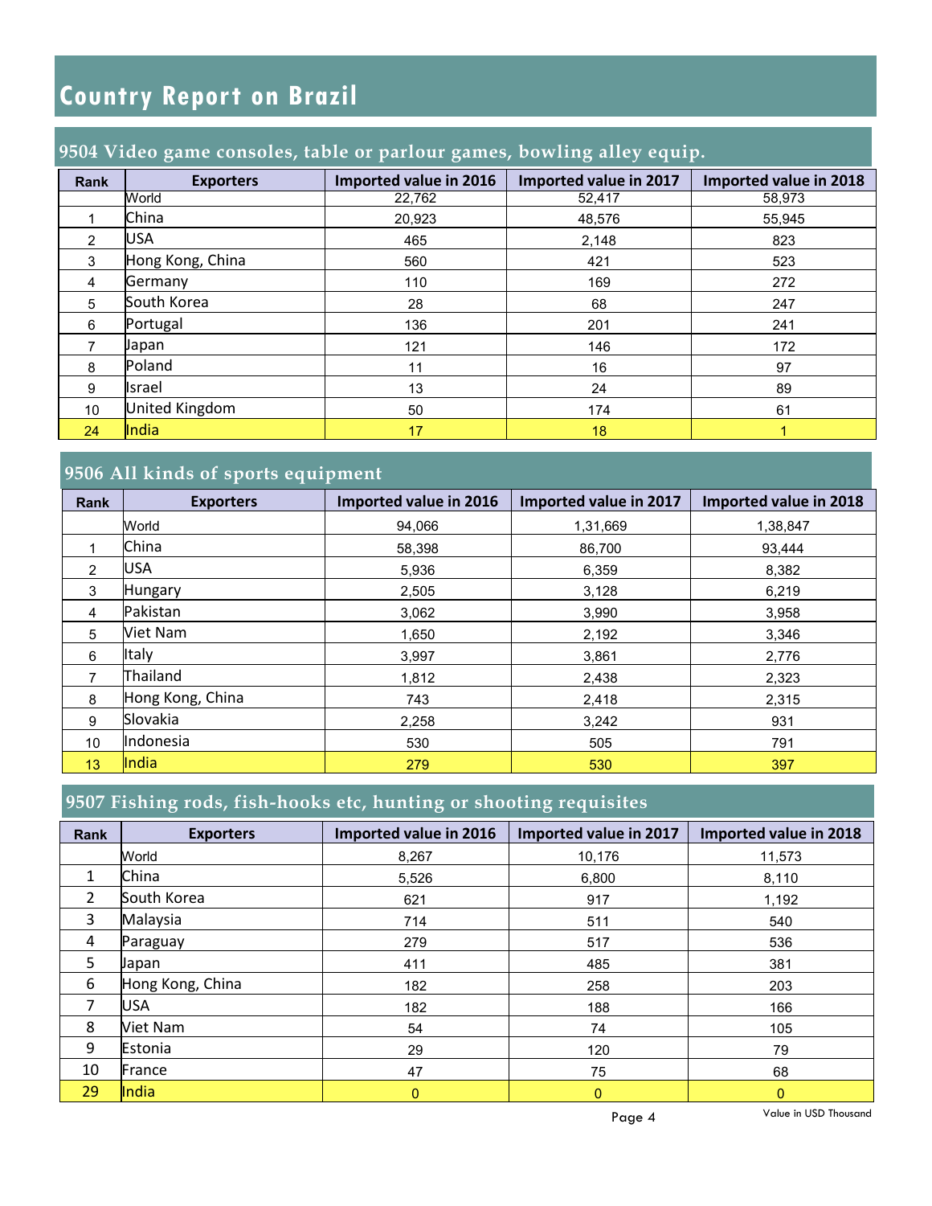# Country Report on Brazil

## 9504 Video game consoles, table or parlour games, bowling alley equip.

| Rank | Exporters | Imported value in 2016 | Imported value in 2017 | Imported value in 2018 |
|---|---|---|---|---|
| | World | 22,762 | 52,417 | 58,973 |
| 1 | China | 20,923 | 48,576 | 55,945 |
| 2 | USA | 465 | 2,148 | 823 |
| 3 | Hong Kong, China | 560 | 421 | 523 |
| 4 | Germany | 110 | 169 | 272 |
| 5 | South Korea | 28 | 68 | 247 |
| 6 | Portugal | 136 | 201 | 241 |
| 7 | Japan | 121 | 146 | 172 |
| 8 | Poland | 11 | 16 | 97 |
| 9 | Israel | 13 | 24 | 89 |
| 10 | United Kingdom | 50 | 174 | 61 |
| 24 | India | 17 | 18 | 1 |

## 9506 All kinds of sports equipment

| Rank | Exporters | Imported value in 2016 | Imported value in 2017 | Imported value in 2018 |
|---|---|---|---|---|
| | World | 94,066 | 1,31,669 | 1,38,847 |
| 1 | China | 58,398 | 86,700 | 93,444 |
| 2 | USA | 5,936 | 6,359 | 8,382 |
| 3 | Hungary | 2,505 | 3,128 | 6,219 |
| 4 | Pakistan | 3,062 | 3,990 | 3,958 |
| 5 | Viet Nam | 1,650 | 2,192 | 3,346 |
| 6 | Italy | 3,997 | 3,861 | 2,776 |
| 7 | Thailand | 1,812 | 2,438 | 2,323 |
| 8 | Hong Kong, China | 743 | 2,418 | 2,315 |
| 9 | Slovakia | 2,258 | 3,242 | 931 |
| 10 | Indonesia | 530 | 505 | 791 |
| 13 | India | 279 | 530 | 397 |

## 9507 Fishing rods, fish-hooks etc, hunting or shooting requisites

| Rank | Exporters | Imported value in 2016 | Imported value in 2017 | Imported value in 2018 |
|---|---|---|---|---|
| | World | 8,267 | 10,176 | 11,573 |
| 1 | China | 5,526 | 6,800 | 8,110 |
| 2 | South Korea | 621 | 917 | 1,192 |
| 3 | Malaysia | 714 | 511 | 540 |
| 4 | Paraguay | 279 | 517 | 536 |
| 5 | Japan | 411 | 485 | 381 |
| 6 | Hong Kong, China | 182 | 258 | 203 |
| 7 | USA | 182 | 188 | 166 |
| 8 | Viet Nam | 54 | 74 | 105 |
| 9 | Estonia | 29 | 120 | 79 |
| 10 | France | 47 | 75 | 68 |
| 29 | India | 0 | 0 | 0 |

Value in USD Thousand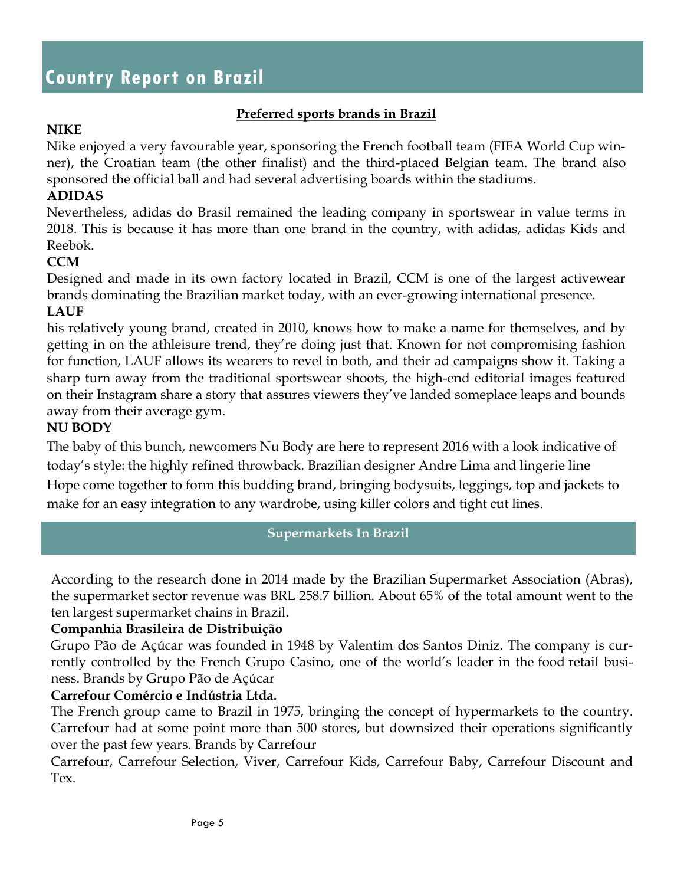# Country Report on Brazil

## Preferred sports brands in Brazil

**NIKE**

Nike enjoyed a very favourable year, sponsoring the French football team (FIFA World Cup winner), the Croatian team (the other finalist) and the third-placed Belgian team. The brand also sponsored the official ball and had several advertising boards within the stadiums.

**ADIDAS**

Nevertheless, adidas do Brasil remained the leading company in sportswear in value terms in 2018. This is because it has more than one brand in the country, with adidas, adidas Kids and Reebok.

**CCM**

Designed and made in its own factory located in Brazil, CCM is one of the largest activewear brands dominating the Brazilian market today, with an ever-growing international presence.

**LAUF**

his relatively young brand, created in 2010, knows how to make a name for themselves, and by getting in on the athleisure trend, they're doing just that. Known for not compromising fashion for function, LAUF allows its wearers to revel in both, and their ad campaigns show it. Taking a sharp turn away from the traditional sportswear shoots, the high-end editorial images featured on their Instagram share a story that assures viewers they've landed someplace leaps and bounds away from their average gym.

**NU BODY**

The baby of this bunch, newcomers Nu Body are here to represent 2016 with a look indicative of today's style: the highly refined throwback. Brazilian designer Andre Lima and lingerie line Hope come together to form this budding brand, bringing bodysuits, leggings, top and jackets to make for an easy integration to any wardrobe, using killer colors and tight cut lines.

## Supermarkets In Brazil

According to the research done in 2014 made by the Brazilian Supermarket Association (Abras), the supermarket sector revenue was BRL 258.7 billion. About 65% of the total amount went to the ten largest supermarket chains in Brazil.

**Companhia Brasileira de Distribuição**

Grupo Pão de Açúcar was founded in 1948 by Valentim dos Santos Diniz. The company is currently controlled by the French Grupo Casino, one of the world's leader in the food retail business. Brands by Grupo Pão de Açúcar

**Carrefour Comércio e Indústria Ltda.**

The French group came to Brazil in 1975, bringing the concept of hypermarkets to the country. Carrefour had at some point more than 500 stores, but downsized their operations significantly over the past few years. Brands by Carrefour

Carrefour, Carrefour Selection, Viver, Carrefour Kids, Carrefour Baby, Carrefour Discount and Tex.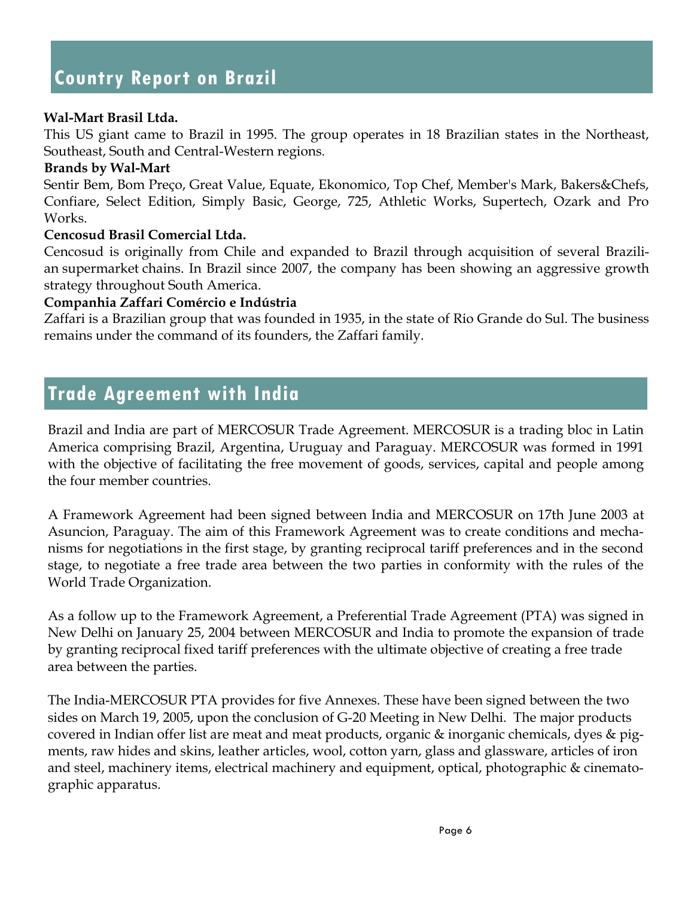# Country Report on Brazil

**Wal-Mart Brasil Ltda.**

This US giant came to Brazil in 1995. The group operates in 18 Brazilian states in the Northeast, Southeast, South and Central-Western regions.

**Brands by Wal-Mart**

Sentir Bem, Bom Preço, Great Value, Equate, Ekonomico, Top Chef, Member's Mark, Bakers&Chefs, Confiare, Select Edition, Simply Basic, George, 725, Athletic Works, Supertech, Ozark and Pro Works.

**Cencosud Brasil Comercial Ltda.**

Cencosud is originally from Chile and expanded to Brazil through acquisition of several Brazilian supermarket chains. In Brazil since 2007, the company has been showing an aggressive growth strategy throughout South America.

**Companhia Zaffari Comércio e Indústria**

Zaffari is a Brazilian group that was founded in 1935, in the state of Rio Grande do Sul. The business remains under the command of its founders, the Zaffari family.

# Trade Agreement with India

Brazil and India are part of MERCOSUR Trade Agreement. MERCOSUR is a trading bloc in Latin America comprising Brazil, Argentina, Uruguay and Paraguay. MERCOSUR was formed in 1991 with the objective of facilitating the free movement of goods, services, capital and people among the four member countries.

A Framework Agreement had been signed between India and MERCOSUR on 17th June 2003 at Asuncion, Paraguay. The aim of this Framework Agreement was to create conditions and mechanisms for negotiations in the first stage, by granting reciprocal tariff preferences and in the second stage, to negotiate a free trade area between the two parties in conformity with the rules of the World Trade Organization.

As a follow up to the Framework Agreement, a Preferential Trade Agreement (PTA) was signed in New Delhi on January 25, 2004 between MERCOSUR and India to promote the expansion of trade by granting reciprocal fixed tariff preferences with the ultimate objective of creating a free trade area between the parties.

The India-MERCOSUR PTA provides for five Annexes. These have been signed between the two sides on March 19, 2005, upon the conclusion of G-20 Meeting in New Delhi. The major products covered in Indian offer list are meat and meat products, organic & inorganic chemicals, dyes & pigments, raw hides and skins, leather articles, wool, cotton yarn, glass and glassware, articles of iron and steel, machinery items, electrical machinery and equipment, optical, photographic & cinematographic apparatus.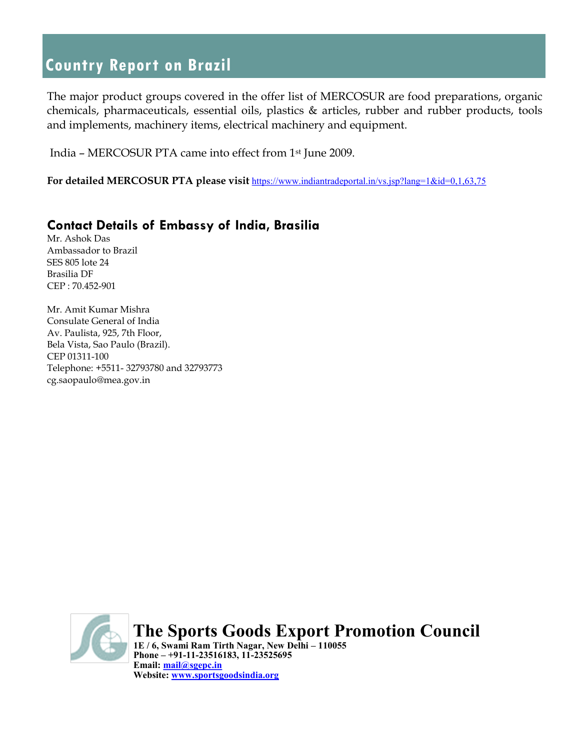# Country Report on Brazil

The major product groups covered in the offer list of MERCOSUR are food preparations, organic chemicals, pharmaceuticals, essential oils, plastics & articles, rubber and rubber products, tools and implements, machinery items, electrical machinery and equipment.

India – MERCOSUR PTA came into effect from 1st June 2009.

**For detailed MERCOSUR PTA please visit** https://www.indiantradeportal.in/vs.jsp?lang=1&id=0,1,63,75

## Contact Details of Embassy of India, Brasilia

Mr. Ashok Das
Ambassador to Brazil
SES 805 lote 24
Brasilia DF
CEP : 70.452-901

Mr. Amit Kumar Mishra
Consulate General of India
Av. Paulista, 925, 7th Floor,
Bela Vista, Sao Paulo (Brazil).
CEP 01311-100
Telephone: +5511- 32793780 and 32793773
cg.saopaulo@mea.gov.in

**The Sports Goods Export Promotion Council**
**1E / 6, Swami Ram Tirth Nagar, New Delhi – 110055**
**Phone – +91-11-23516183, 11-23525695**
**Email: mail@sgepc.in**
**Website: www.sportsgoodsindia.org**